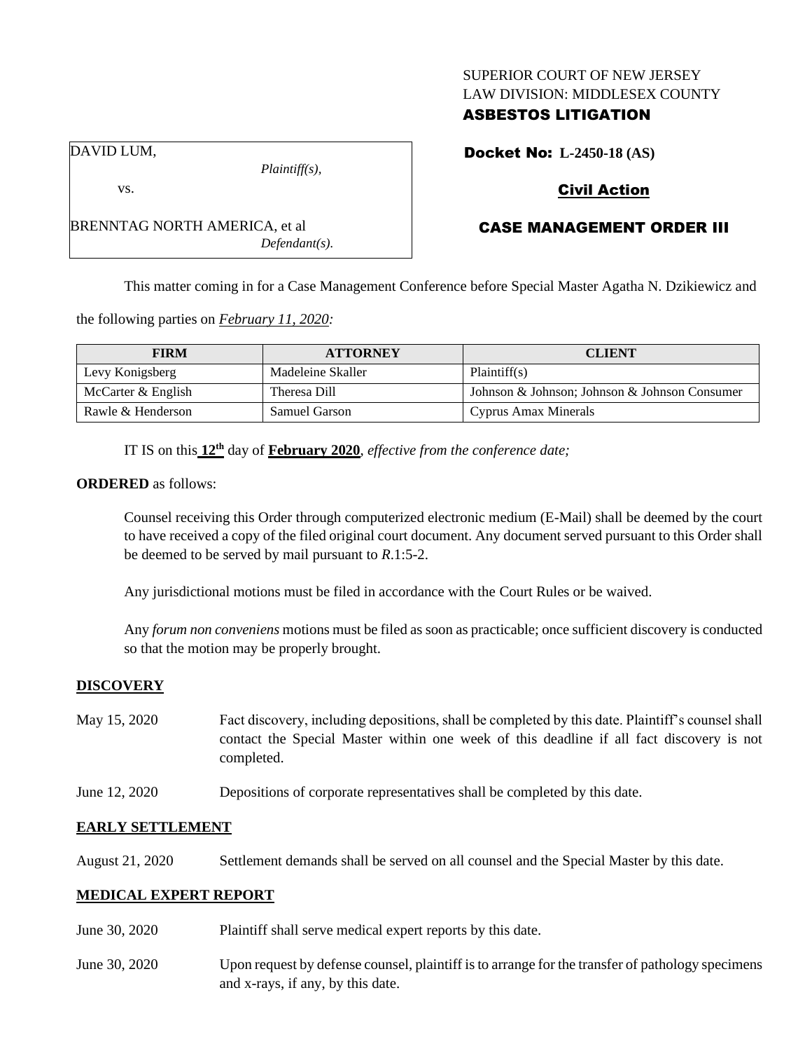SUPERIOR COURT OF NEW JERSEY
LAW DIVISION: MIDDLESEX COUNTY
**ASBESTOS LITIGATION**

DAVID LUM,
*Plaintiff(s),*

vs.

BRENNTAG NORTH AMERICA, et al
*Defendant(s).*

**Docket No: L-2450-18 (AS)**

**Civil Action**

**CASE MANAGEMENT ORDER III**

This matter coming in for a Case Management Conference before Special Master Agatha N. Dzikiewicz and the following parties on *February 11, 2020:*

| FIRM | ATTORNEY | CLIENT |
|---|---|---|
| Levy Konigsberg | Madeleine Skaller | Plaintiff(s) |
| McCarter & English | Theresa Dill | Johnson & Johnson; Johnson & Johnson Consumer |
| Rawle & Henderson | Samuel Garson | Cyprus Amax Minerals |

IT IS on this **12th** day of **February 2020**, *effective from the conference date;*

**ORDERED** as follows:

Counsel receiving this Order through computerized electronic medium (E-Mail) shall be deemed by the court to have received a copy of the filed original court document. Any document served pursuant to this Order shall be deemed to be served by mail pursuant to *R*.1:5-2.

Any jurisdictional motions must be filed in accordance with the Court Rules or be waived.

Any *forum non conveniens* motions must be filed as soon as practicable; once sufficient discovery is conducted so that the motion may be properly brought.

**DISCOVERY**

May 15, 2020 Fact discovery, including depositions, shall be completed by this date. Plaintiff's counsel shall contact the Special Master within one week of this deadline if all fact discovery is not completed.

June 12, 2020 Depositions of corporate representatives shall be completed by this date.

**EARLY SETTLEMENT**

August 21, 2020 Settlement demands shall be served on all counsel and the Special Master by this date.

**MEDICAL EXPERT REPORT**

June 30, 2020 Plaintiff shall serve medical expert reports by this date.

June 30, 2020 Upon request by defense counsel, plaintiff is to arrange for the transfer of pathology specimens and x-rays, if any, by this date.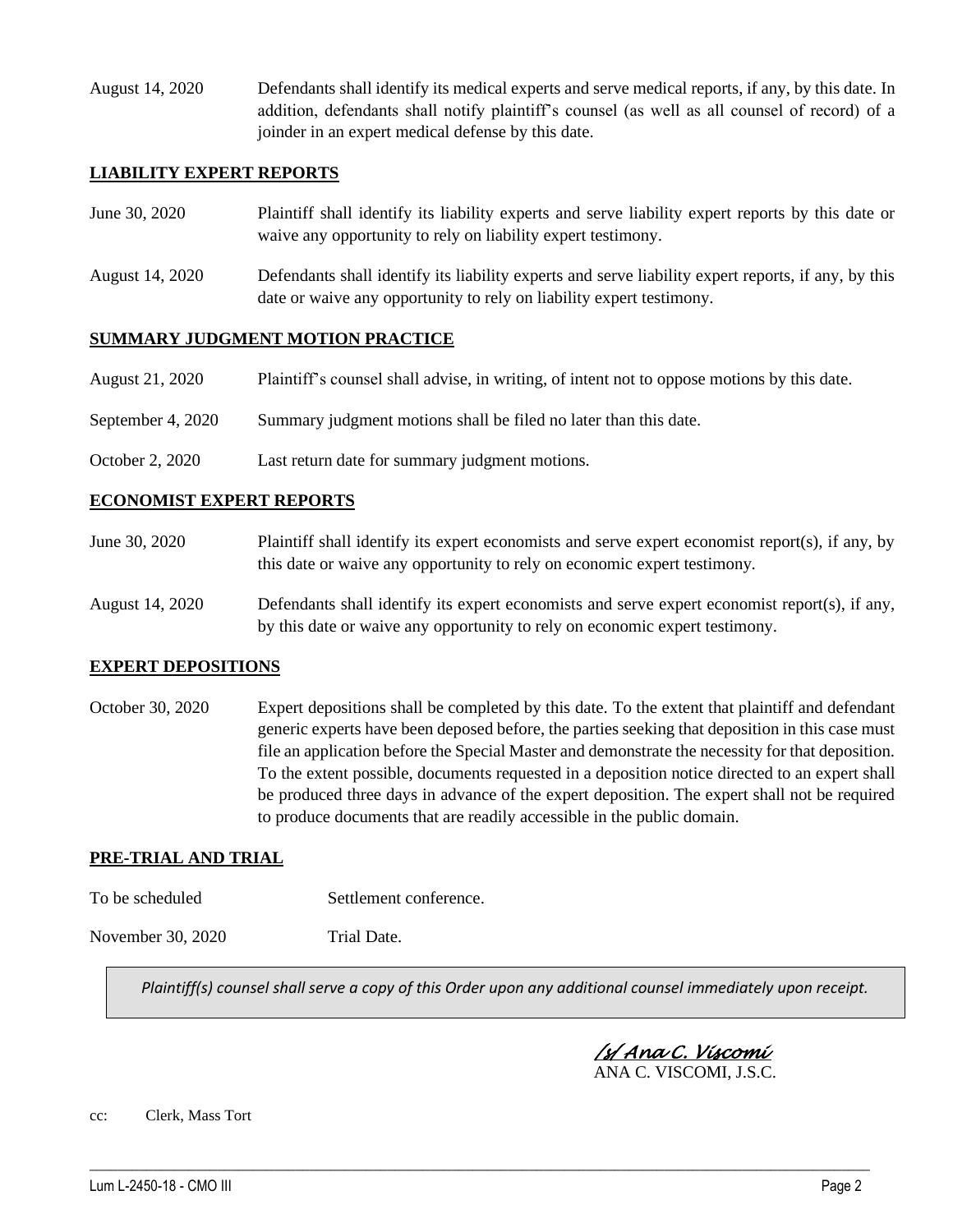August 14, 2020 Defendants shall identify its medical experts and serve medical reports, if any, by this date. In addition, defendants shall notify plaintiff's counsel (as well as all counsel of record) of a joinder in an expert medical defense by this date.

**LIABILITY EXPERT REPORTS**

June 30, 2020 Plaintiff shall identify its liability experts and serve liability expert reports by this date or waive any opportunity to rely on liability expert testimony.

August 14, 2020 Defendants shall identify its liability experts and serve liability expert reports, if any, by this date or waive any opportunity to rely on liability expert testimony.

**SUMMARY JUDGMENT MOTION PRACTICE**

August 21, 2020 Plaintiff's counsel shall advise, in writing, of intent not to oppose motions by this date.

September 4, 2020 Summary judgment motions shall be filed no later than this date.

October 2, 2020 Last return date for summary judgment motions.

**ECONOMIST EXPERT REPORTS**

June 30, 2020 Plaintiff shall identify its expert economists and serve expert economist report(s), if any, by this date or waive any opportunity to rely on economic expert testimony.

August 14, 2020 Defendants shall identify its expert economists and serve expert economist report(s), if any, by this date or waive any opportunity to rely on economic expert testimony.

**EXPERT DEPOSITIONS**

October 30, 2020 Expert depositions shall be completed by this date. To the extent that plaintiff and defendant generic experts have been deposed before, the parties seeking that deposition in this case must file an application before the Special Master and demonstrate the necessity for that deposition. To the extent possible, documents requested in a deposition notice directed to an expert shall be produced three days in advance of the expert deposition. The expert shall not be required to produce documents that are readily accessible in the public domain.

**PRE-TRIAL AND TRIAL**

To be scheduled Settlement conference.

November 30, 2020 Trial Date.

*Plaintiff(s) counsel shall serve a copy of this Order upon any additional counsel immediately upon receipt.*

*/s/ Ana C. Viscomi*
ANA C. VISCOMI, J.S.C.

cc: Clerk, Mass Tort

Lum L-2450-18 - CMO III